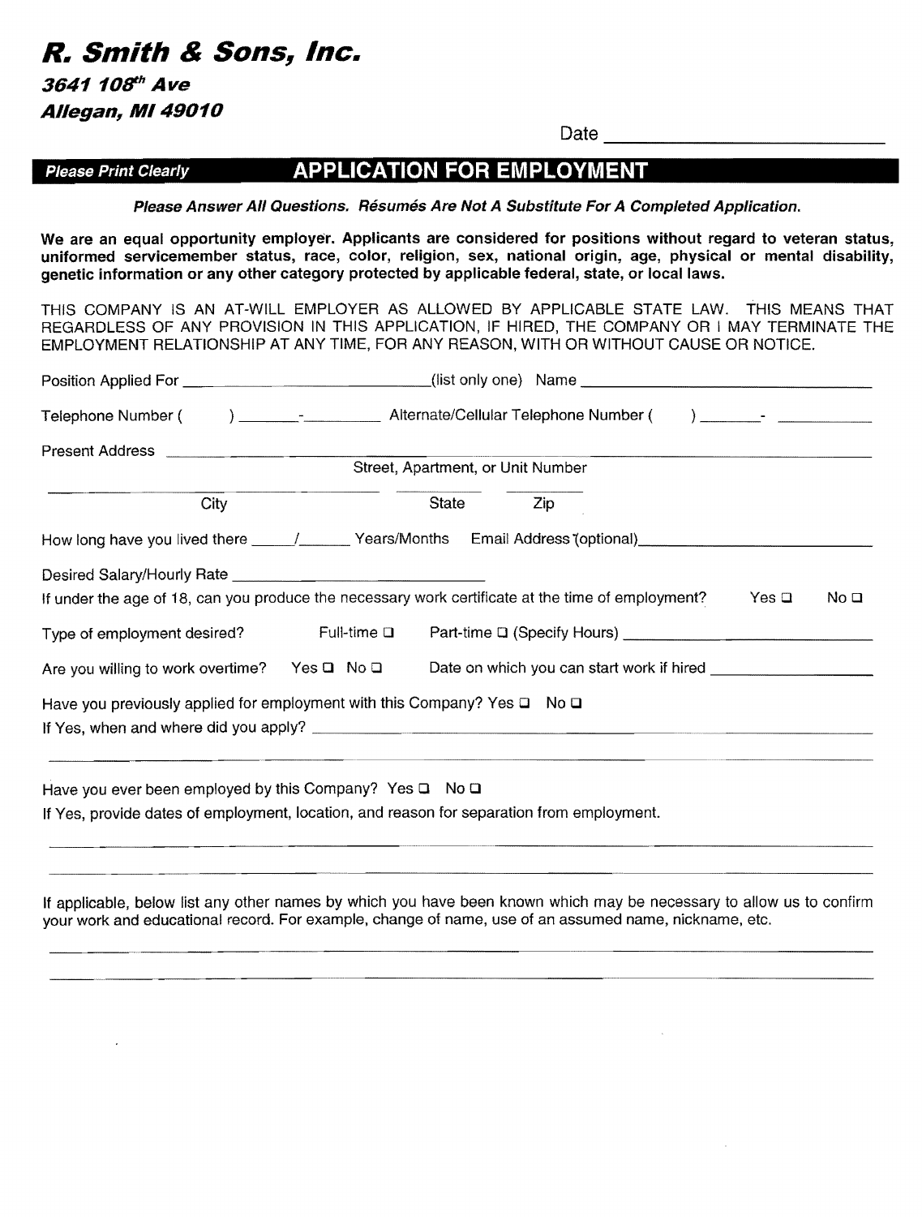# R. Smith & Sons, Inc.

***3641 108th Ave***
***Allegan, MI 49010***

Date ____________________

***Please Print Clearly***

## APPLICATION FOR EMPLOYMENT

***Please Answer All Questions. Résumés Are Not A Substitute For A Completed Application.***

**We are an equal opportunity employer. Applicants are considered for positions without regard to veteran status, uniformed servicemember status, race, color, religion, sex, national origin, age, physical or mental disability, genetic information or any other category protected by applicable federal, state, or local laws.**

THIS COMPANY IS AN AT-WILL EMPLOYER AS ALLOWED BY APPLICABLE STATE LAW. THIS MEANS THAT REGARDLESS OF ANY PROVISION IN THIS APPLICATION, IF HIRED, THE COMPANY OR I MAY TERMINATE THE EMPLOYMENT RELATIONSHIP AT ANY TIME, FOR ANY REASON, WITH OR WITHOUT CAUSE OR NOTICE.

Position Applied For ____________________(list only one) Name ____________________

Telephone Number ( ) _______-_________ Alternate/Cellular Telephone Number ( ) _______-_________

Present Address ____________________________________________
Street, Apartment, or Unit Number

____________________ ________ ________
City State Zip

How long have you lived there _____/______ Years/Months Email Address (optional)____________________

Desired Salary/Hourly Rate ____________________

If under the age of 18, can you produce the necessary work certificate at the time of employment? Yes ☐ No ☐

Type of employment desired? Full-time ☐ Part-time ☐ (Specify Hours) ____________________

Are you willing to work overtime? Yes ☐ No ☐ Date on which you can start work if hired ____________________

Have you previously applied for employment with this Company? Yes ☐ No ☐

If Yes, when and where did you apply? ____________________________________________

____________________________________________

Have you ever been employed by this Company? Yes ☐ No ☐

If Yes, provide dates of employment, location, and reason for separation from employment.

____________________________________________

____________________________________________

If applicable, below list any other names by which you have been known which may be necessary to allow us to confirm your work and educational record. For example, change of name, use of an assumed name, nickname, etc.

____________________________________________

____________________________________________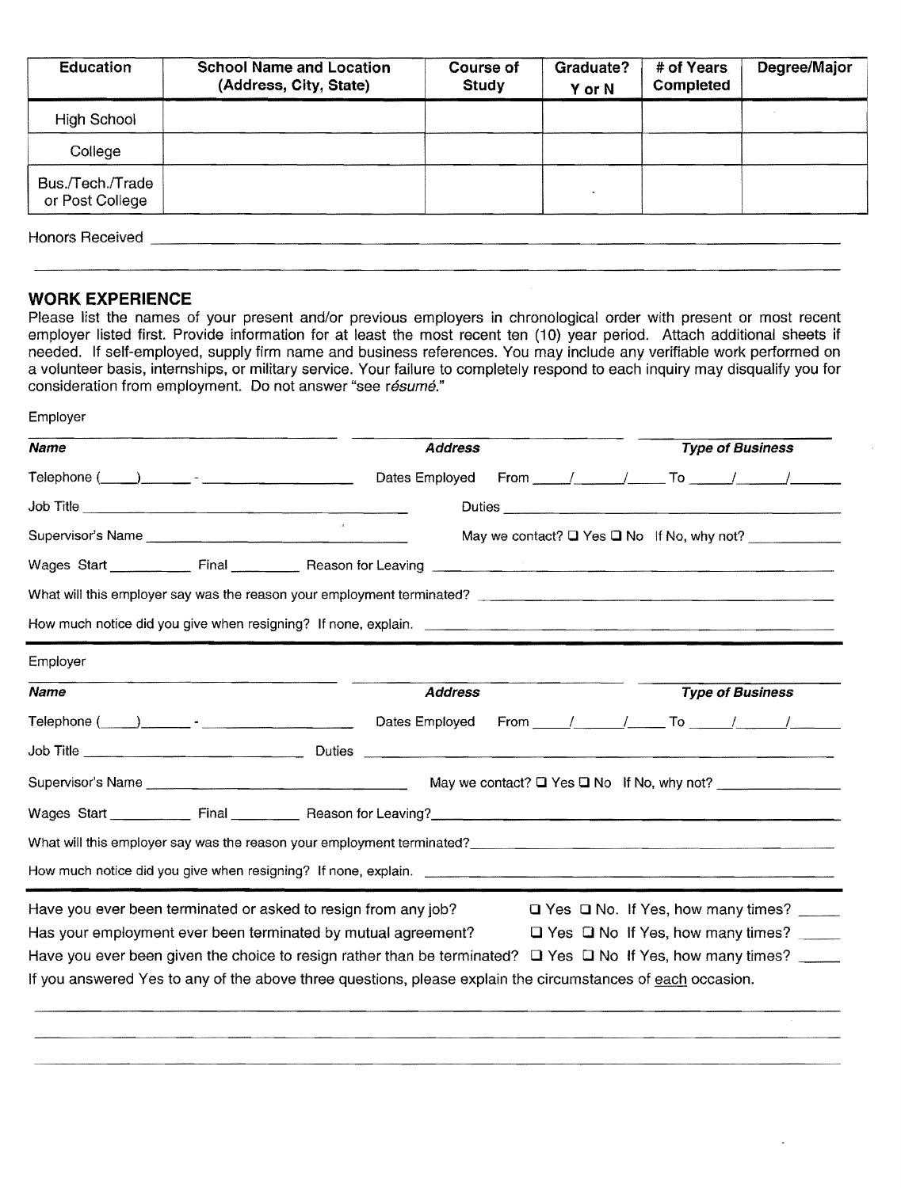| Education | School Name and Location (Address, City, State) | Course of Study | Graduate? Y or N | # of Years Completed | Degree/Major |
| --- | --- | --- | --- | --- | --- |
| High School | | | | | |
| College | | | | | |
| Bus./Tech./Trade or Post College | | | | | |

Honors Received ______________________________________________________________

______________________________________________________________

## WORK EXPERIENCE

Please list the names of your present and/or previous employers in chronological order with present or most recent employer listed first. Provide information for at least the most recent ten (10) year period. Attach additional sheets if needed. If self-employed, supply firm name and business references. You may include any verifiable work performed on a volunteer basis, internships, or military service. Your failure to completely respond to each inquiry may disqualify you for consideration from employment. Do not answer "see *résumé*."

Employer

_______________________ _______________________ _______________________

***Name*** ***Address*** ***Type of Business***

Telephone (____)______ - ______________ Dates Employed From ____/____/____ To ____/____/____

Job Title ______________________ Duties ______________________

Supervisor's Name ______________________ May we contact? ☐ Yes ☐ No If No, why not? __________

Wages Start __________ Final __________ Reason for Leaving ______________________

What will this employer say was the reason your employment terminated? ______________________

How much notice did you give when resigning? If none, explain. ______________________

---

Employer

_______________________ _______________________ _______________________

***Name*** ***Address*** ***Type of Business***

Telephone (____)______ - ______________ Dates Employed From ____/____/____ To ____/____/____

Job Title ______________ Duties ______________________

Supervisor's Name ______________________ May we contact? ☐ Yes ☐ No If No, why not? __________

Wages Start __________ Final __________ Reason for Leaving?______________________

What will this employer say was the reason your employment terminated?______________________

How much notice did you give when resigning? If none, explain. ______________________

---

Have you ever been terminated or asked to resign from any job? ☐ Yes ☐ No. If Yes, how many times? ____

Has your employment ever been terminated by mutual agreement? ☐ Yes ☐ No If Yes, how many times? ____

Have you ever been given the choice to resign rather than be terminated? ☐ Yes ☐ No If Yes, how many times? ____

If you answered Yes to any of the above three questions, please explain the circumstances of each occasion.

______________________________________________________________

______________________________________________________________

______________________________________________________________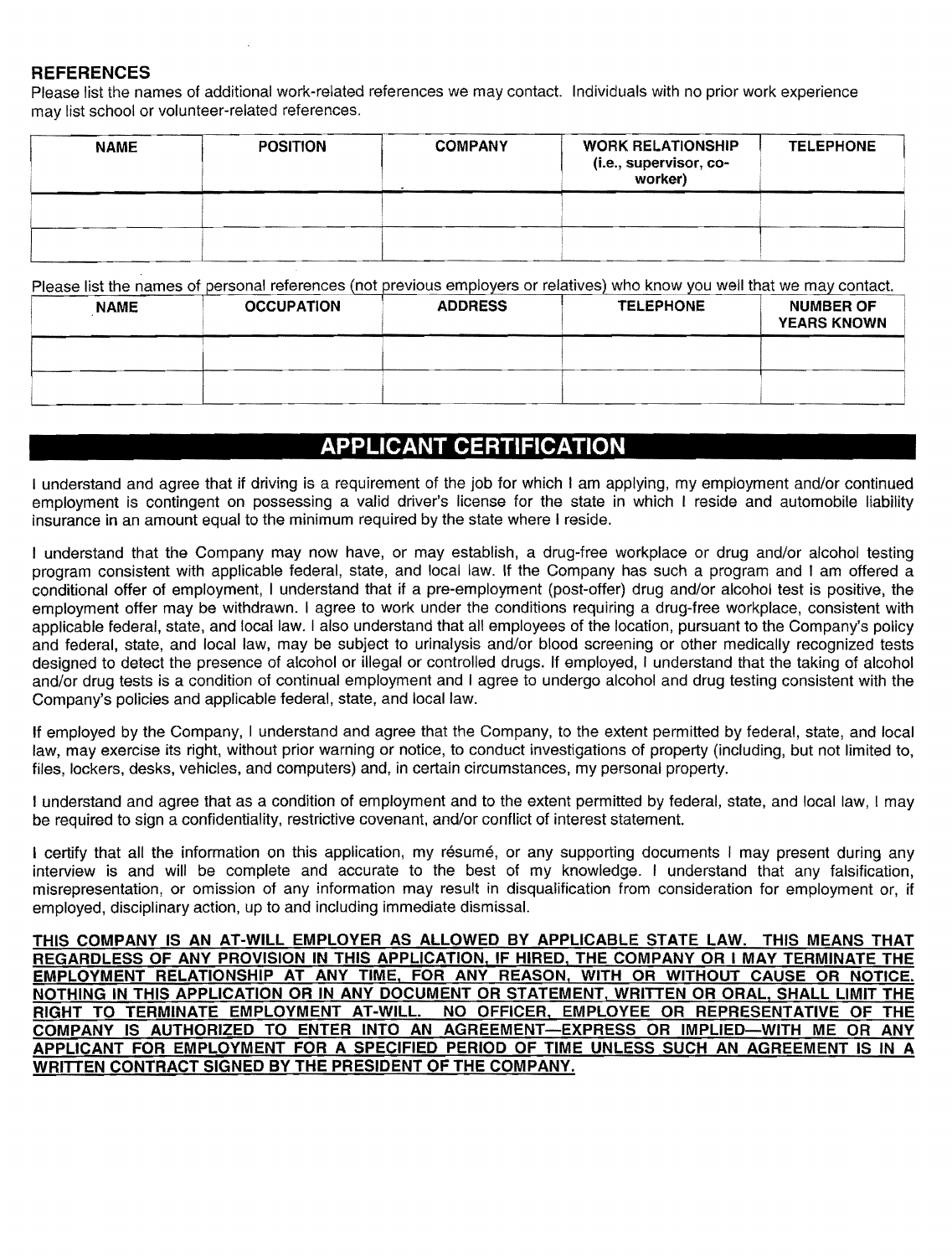## REFERENCES

Please list the names of additional work-related references we may contact. Individuals with no prior work experience may list school or volunteer-related references.

| NAME | POSITION | COMPANY | WORK RELATIONSHIP (i.e., supervisor, co-worker) | TELEPHONE |
|---|---|---|---|---|
| | | | | |
| | | | | |

Please list the names of personal references (not previous employers or relatives) who know you well that we may contact.

| NAME | OCCUPATION | ADDRESS | TELEPHONE | NUMBER OF YEARS KNOWN |
|---|---|---|---|---|
| | | | | |
| | | | | |

## APPLICANT CERTIFICATION

I understand and agree that if driving is a requirement of the job for which I am applying, my employment and/or continued employment is contingent on possessing a valid driver's license for the state in which I reside and automobile liability insurance in an amount equal to the minimum required by the state where I reside.

I understand that the Company may now have, or may establish, a drug-free workplace or drug and/or alcohol testing program consistent with applicable federal, state, and local law. If the Company has such a program and I am offered a conditional offer of employment, I understand that if a pre-employment (post-offer) drug and/or alcohol test is positive, the employment offer may be withdrawn. I agree to work under the conditions requiring a drug-free workplace, consistent with applicable federal, state, and local law. I also understand that all employees of the location, pursuant to the Company's policy and federal, state, and local law, may be subject to urinalysis and/or blood screening or other medically recognized tests designed to detect the presence of alcohol or illegal or controlled drugs. If employed, I understand that the taking of alcohol and/or drug tests is a condition of continual employment and I agree to undergo alcohol and drug testing consistent with the Company's policies and applicable federal, state, and local law.

If employed by the Company, I understand and agree that the Company, to the extent permitted by federal, state, and local law, may exercise its right, without prior warning or notice, to conduct investigations of property (including, but not limited to, files, lockers, desks, vehicles, and computers) and, in certain circumstances, my personal property.

I understand and agree that as a condition of employment and to the extent permitted by federal, state, and local law, I may be required to sign a confidentiality, restrictive covenant, and/or conflict of interest statement.

I certify that all the information on this application, my résumé, or any supporting documents I may present during any interview is and will be complete and accurate to the best of my knowledge. I understand that any falsification, misrepresentation, or omission of any information may result in disqualification from consideration for employment or, if employed, disciplinary action, up to and including immediate dismissal.

**THIS COMPANY IS AN AT-WILL EMPLOYER AS ALLOWED BY APPLICABLE STATE LAW. THIS MEANS THAT REGARDLESS OF ANY PROVISION IN THIS APPLICATION, IF HIRED, THE COMPANY OR I MAY TERMINATE THE EMPLOYMENT RELATIONSHIP AT ANY TIME, FOR ANY REASON, WITH OR WITHOUT CAUSE OR NOTICE. NOTHING IN THIS APPLICATION OR IN ANY DOCUMENT OR STATEMENT, WRITTEN OR ORAL, SHALL LIMIT THE RIGHT TO TERMINATE EMPLOYMENT AT-WILL. NO OFFICER, EMPLOYEE OR REPRESENTATIVE OF THE COMPANY IS AUTHORIZED TO ENTER INTO AN AGREEMENT—EXPRESS OR IMPLIED—WITH ME OR ANY APPLICANT FOR EMPLOYMENT FOR A SPECIFIED PERIOD OF TIME UNLESS SUCH AN AGREEMENT IS IN A WRITTEN CONTRACT SIGNED BY THE PRESIDENT OF THE COMPANY.**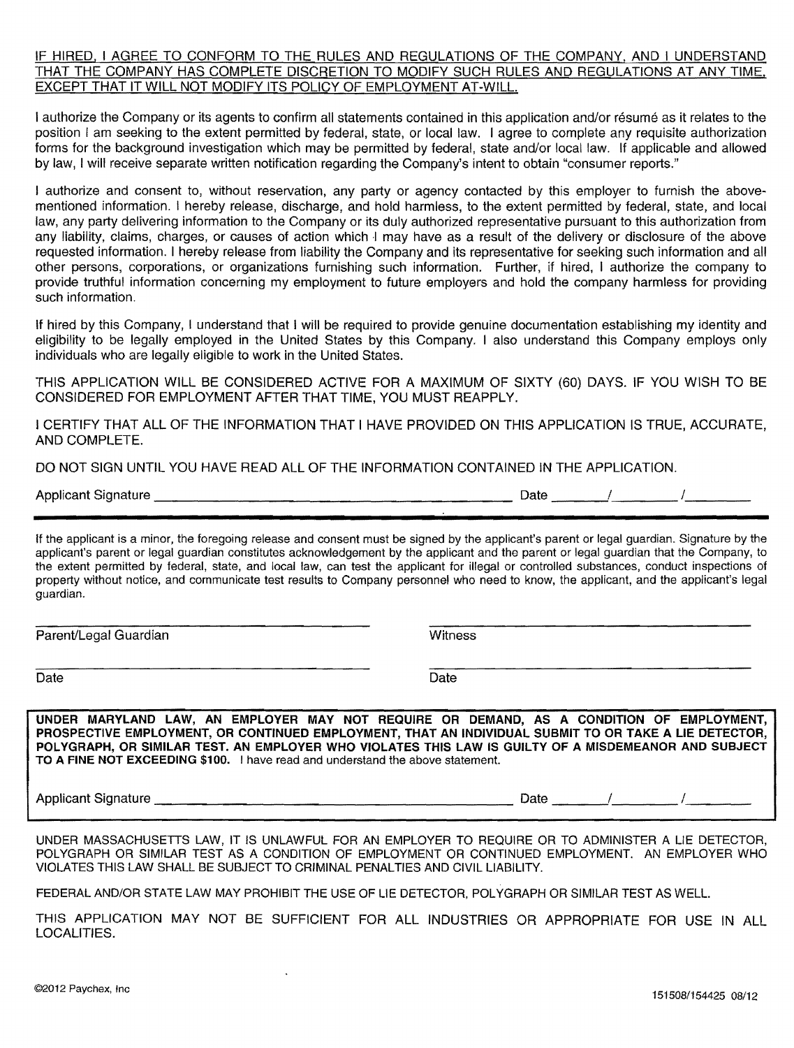<u>IF HIRED, I AGREE TO CONFORM TO THE RULES AND REGULATIONS OF THE COMPANY, AND I UNDERSTAND THAT THE COMPANY HAS COMPLETE DISCRETION TO MODIFY SUCH RULES AND REGULATIONS AT ANY TIME, EXCEPT THAT IT WILL NOT MODIFY ITS POLICY OF EMPLOYMENT AT-WILL.</u>

I authorize the Company or its agents to confirm all statements contained in this application and/or résumé as it relates to the position I am seeking to the extent permitted by federal, state, or local law. I agree to complete any requisite authorization forms for the background investigation which may be permitted by federal, state and/or local law. If applicable and allowed by law, I will receive separate written notification regarding the Company's intent to obtain "consumer reports."

I authorize and consent to, without reservation, any party or agency contacted by this employer to furnish the above-mentioned information. I hereby release, discharge, and hold harmless, to the extent permitted by federal, state, and local law, any party delivering information to the Company or its duly authorized representative pursuant to this authorization from any liability, claims, charges, or causes of action which I may have as a result of the delivery or disclosure of the above requested information. I hereby release from liability the Company and its representative for seeking such information and all other persons, corporations, or organizations furnishing such information. Further, if hired, I authorize the company to provide truthful information concerning my employment to future employers and hold the company harmless for providing such information.

If hired by this Company, I understand that I will be required to provide genuine documentation establishing my identity and eligibility to be legally employed in the United States by this Company. I also understand this Company employs only individuals who are legally eligible to work in the United States.

THIS APPLICATION WILL BE CONSIDERED ACTIVE FOR A MAXIMUM OF SIXTY (60) DAYS. IF YOU WISH TO BE CONSIDERED FOR EMPLOYMENT AFTER THAT TIME, YOU MUST REAPPLY.

I CERTIFY THAT ALL OF THE INFORMATION THAT I HAVE PROVIDED ON THIS APPLICATION IS TRUE, ACCURATE, AND COMPLETE.

DO NOT SIGN UNTIL YOU HAVE READ ALL OF THE INFORMATION CONTAINED IN THE APPLICATION.

Applicant Signature ________________________________________ Date ______/______/______

---

If the applicant is a minor, the foregoing release and consent must be signed by the applicant's parent or legal guardian. Signature by the applicant's parent or legal guardian constitutes acknowledgement by the applicant and the parent or legal guardian that the Company, to the extent permitted by federal, state, and local law, can test the applicant for illegal or controlled substances, conduct inspections of property without notice, and communicate test results to Company personnel who need to know, the applicant, and the applicant's legal guardian.

________________________________ ________________________________

Parent/Legal Guardian Witness

________________________________ ________________________________

Date Date

**UNDER MARYLAND LAW, AN EMPLOYER MAY NOT REQUIRE OR DEMAND, AS A CONDITION OF EMPLOYMENT, PROSPECTIVE EMPLOYMENT, OR CONTINUED EMPLOYMENT, THAT AN INDIVIDUAL SUBMIT TO OR TAKE A LIE DETECTOR, POLYGRAPH, OR SIMILAR TEST. AN EMPLOYER WHO VIOLATES THIS LAW IS GUILTY OF A MISDEMEANOR AND SUBJECT TO A FINE NOT EXCEEDING $100.** I have read and understand the above statement.

Applicant Signature ________________________________________ Date ______/______/______

UNDER MASSACHUSETTS LAW, IT IS UNLAWFUL FOR AN EMPLOYER TO REQUIRE OR TO ADMINISTER A LIE DETECTOR, POLYGRAPH OR SIMILAR TEST AS A CONDITION OF EMPLOYMENT OR CONTINUED EMPLOYMENT. AN EMPLOYER WHO VIOLATES THIS LAW SHALL BE SUBJECT TO CRIMINAL PENALTIES AND CIVIL LIABILITY.

FEDERAL AND/OR STATE LAW MAY PROHIBIT THE USE OF LIE DETECTOR, POLYGRAPH OR SIMILAR TEST AS WELL.

THIS APPLICATION MAY NOT BE SUFFICIENT FOR ALL INDUSTRIES OR APPROPRIATE FOR USE IN ALL LOCALITIES.

©2012 Paychex, Inc 151508/154425 08/12